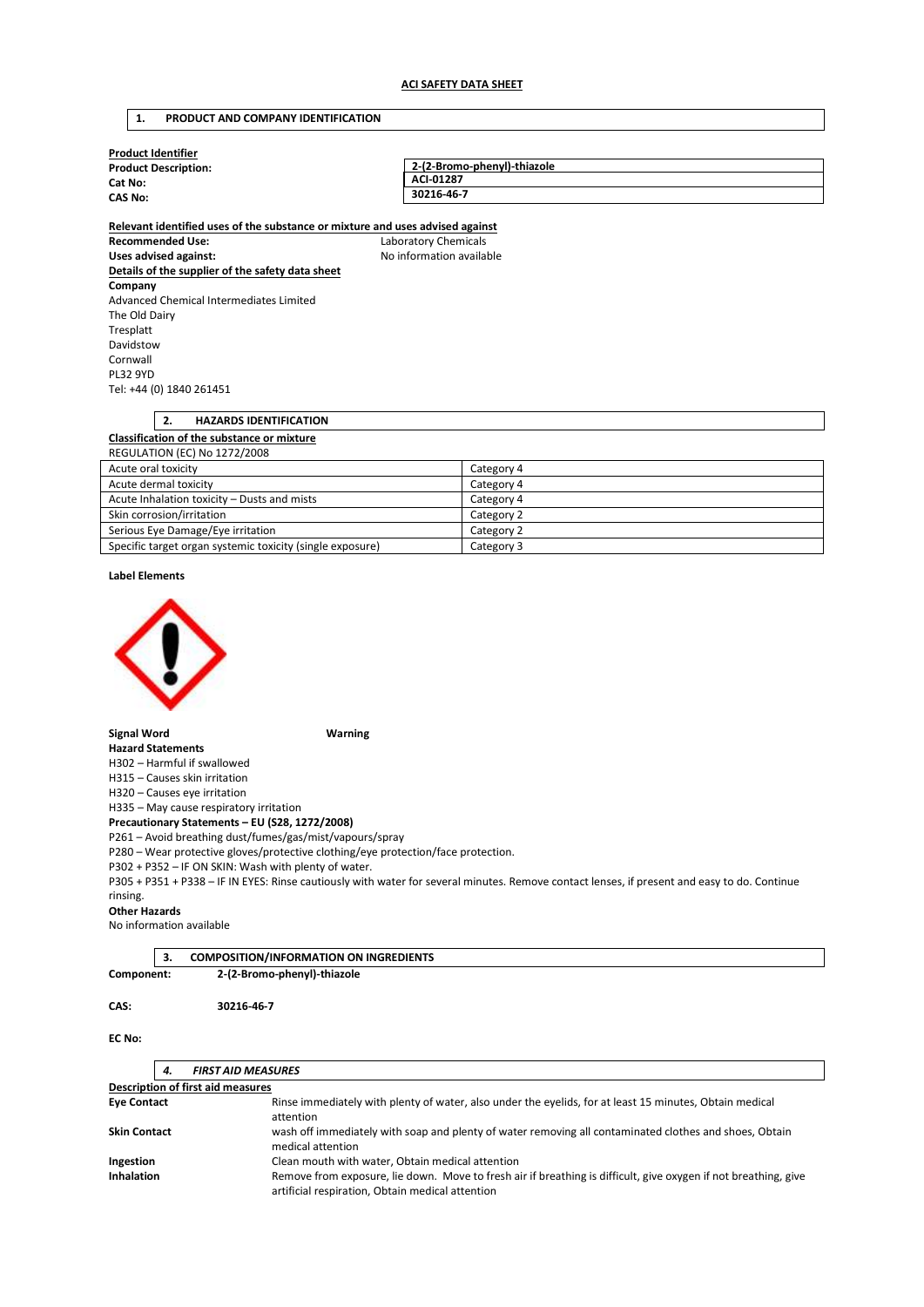**ACI SAFETY DATA SHEET**

## 1. PRODUCT AND COMPANY IDENTIFICATION

**Product Identifier**

| | |
|---|---|
| **Product Description:** | **2-(2-Bromo-phenyl)-thiazole** |
| **Cat No:** | **ACI-01287** |
| **CAS No:** | **30216-46-7** |

**Relevant identified uses of the substance or mixture and uses advised against**

**Recommended Use:** Laboratory Chemicals

**Uses advised against:** No information available

**Details of the supplier of the safety data sheet**

**Company**

Advanced Chemical Intermediates Limited
The Old Dairy
Tresplatt
Davidstow
Cornwall
PL32 9YD
Tel: +44 (0) 1840 261451

## 2. HAZARDS IDENTIFICATION

**Classification of the substance or mixture**

REGULATION (EC) No 1272/2008

| | |
|---|---|
| Acute oral toxicity | Category 4 |
| Acute dermal toxicity | Category 4 |
| Acute Inhalation toxicity – Dusts and mists | Category 4 |
| Skin corrosion/irritation | Category 2 |
| Serious Eye Damage/Eye irritation | Category 2 |
| Specific target organ systemic toxicity (single exposure) | Category 3 |

**Label Elements**

**Signal Word** **Warning**

**Hazard Statements**

H302 – Harmful if swallowed
H315 – Causes skin irritation
H320 – Causes eye irritation
H335 – May cause respiratory irritation

**Precautionary Statements – EU (S28, 1272/2008)**

P261 – Avoid breathing dust/fumes/gas/mist/vapours/spray
P280 – Wear protective gloves/protective clothing/eye protection/face protection.
P302 + P352 – IF ON SKIN: Wash with plenty of water.
P305 + P351 + P338 – IF IN EYES: Rinse cautiously with water for several minutes. Remove contact lenses, if present and easy to do. Continue rinsing.

**Other Hazards**

No information available

## 3. COMPOSITION/INFORMATION ON INGREDIENTS

**Component:** **2-(2-Bromo-phenyl)-thiazole**

**CAS:** **30216-46-7**

**EC No:**

## 4. *FIRST AID MEASURES*

**Description of first aid measures**

| | |
|---|---|
| **Eye Contact** | Rinse immediately with plenty of water, also under the eyelids, for at least 15 minutes, Obtain medical attention |
| **Skin Contact** | wash off immediately with soap and plenty of water removing all contaminated clothes and shoes, Obtain medical attention |
| **Ingestion** | Clean mouth with water, Obtain medical attention |
| **Inhalation** | Remove from exposure, lie down. Move to fresh air if breathing is difficult, give oxygen if not breathing, give artificial respiration, Obtain medical attention |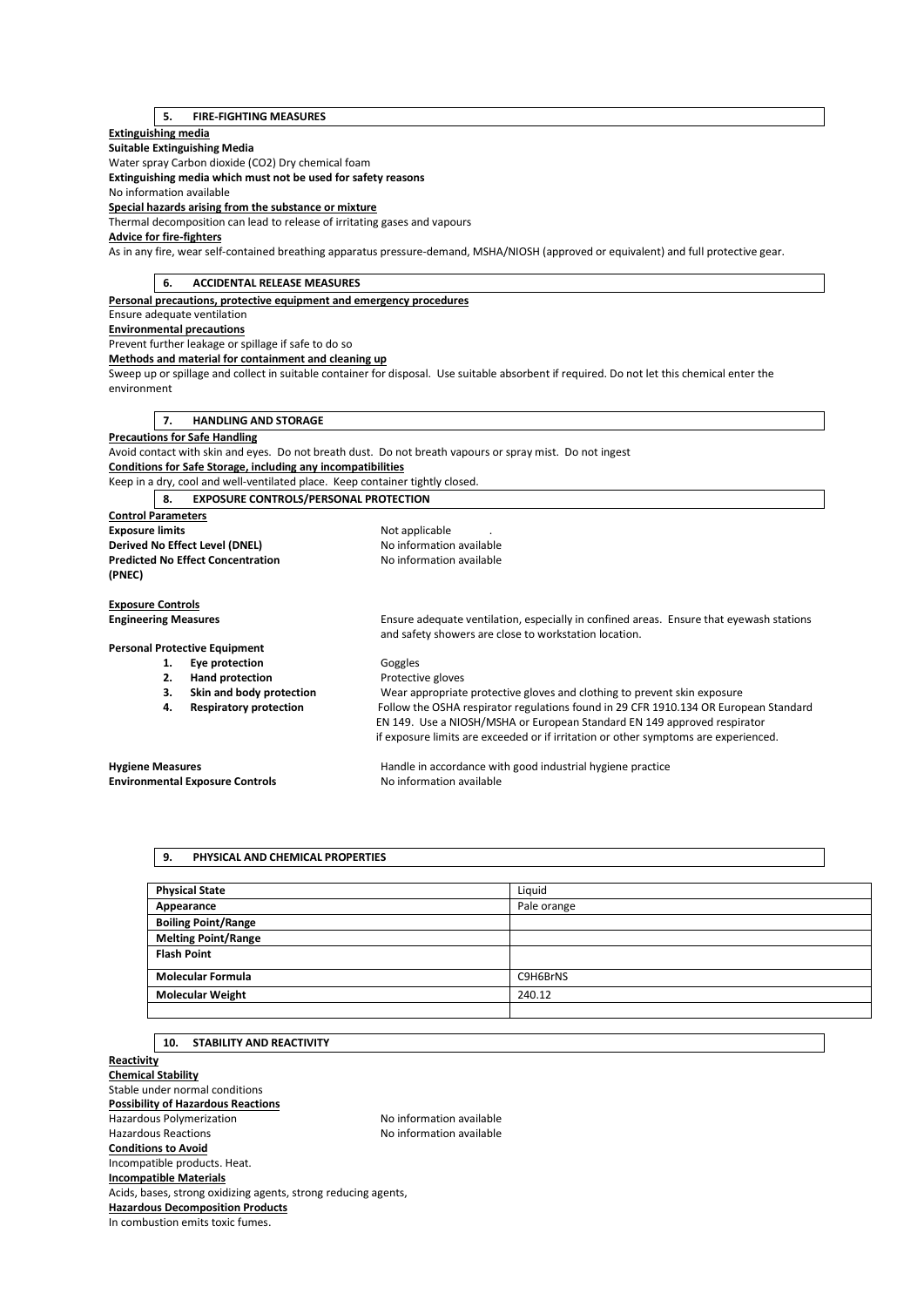## 5. FIRE-FIGHTING MEASURES

**Extinguishing media**

**Suitable Extinguishing Media**

Water spray Carbon dioxide ($CO_2$) Dry chemical foam

**Extinguishing media which must not be used for safety reasons**

No information available

**Special hazards arising from the substance or mixture**

Thermal decomposition can lead to release of irritating gases and vapours

**Advice for fire-fighters**

As in any fire, wear self-contained breathing apparatus pressure-demand, MSHA/NIOSH (approved or equivalent) and full protective gear.

## 6. ACCIDENTAL RELEASE MEASURES

**Personal precautions, protective equipment and emergency procedures**

Ensure adequate ventilation

**Environmental precautions**

Prevent further leakage or spillage if safe to do so

**Methods and material for containment and cleaning up**

Sweep up or spillage and collect in suitable container for disposal. Use suitable absorbent if required. Do not let this chemical enter the environment

## 7. HANDLING AND STORAGE

**Precautions for Safe Handling**

Avoid contact with skin and eyes. Do not breath dust. Do not breath vapours or spray mist. Do not ingest

**Conditions for Safe Storage, including any incompatibilities**

Keep in a dry, cool and well-ventilated place. Keep container tightly closed.

## 8. EXPOSURE CONTROLS/PERSONAL PROTECTION

**Control Parameters**

**Exposure limits** — Not applicable .

**Derived No Effect Level (DNEL)** — No information available

**Predicted No Effect Concentration (PNEC)** — No information available

**Exposure Controls**

**Engineering Measures** — Ensure adequate ventilation, especially in confined areas. Ensure that eyewash stations and safety showers are close to workstation location.

**Personal Protective Equipment**

1. **Eye protection** — Goggles
2. **Hand protection** — Protective gloves
3. **Skin and body protection** — Wear appropriate protective gloves and clothing to prevent skin exposure
4. **Respiratory protection** — Follow the OSHA respirator regulations found in 29 CFR 1910.134 OR European Standard EN 149. Use a NIOSH/MSHA or European Standard EN 149 approved respirator if exposure limits are exceeded or if irritation or other symptoms are experienced.

**Hygiene Measures** — Handle in accordance with good industrial hygiene practice

**Environmental Exposure Controls** — No information available

## 9. PHYSICAL AND CHEMICAL PROPERTIES

| | |
|---|---|
| **Physical State** | Liquid |
| **Appearance** | Pale orange |
| **Boiling Point/Range** | |
| **Melting Point/Range** | |
| **Flash Point** | |
| **Molecular Formula** | $C_9H_6BrNS$ |
| **Molecular Weight** | 240.12 |
| | |

## 10. STABILITY AND REACTIVITY

**Reactivity**

**Chemical Stability**

Stable under normal conditions

**Possibility of Hazardous Reactions**

Hazardous Polymerization — No information available

Hazardous Reactions — No information available

**Conditions to Avoid**

Incompatible products. Heat.

**Incompatible Materials**

Acids, bases, strong oxidizing agents, strong reducing agents,

**Hazardous Decomposition Products**

In combustion emits toxic fumes.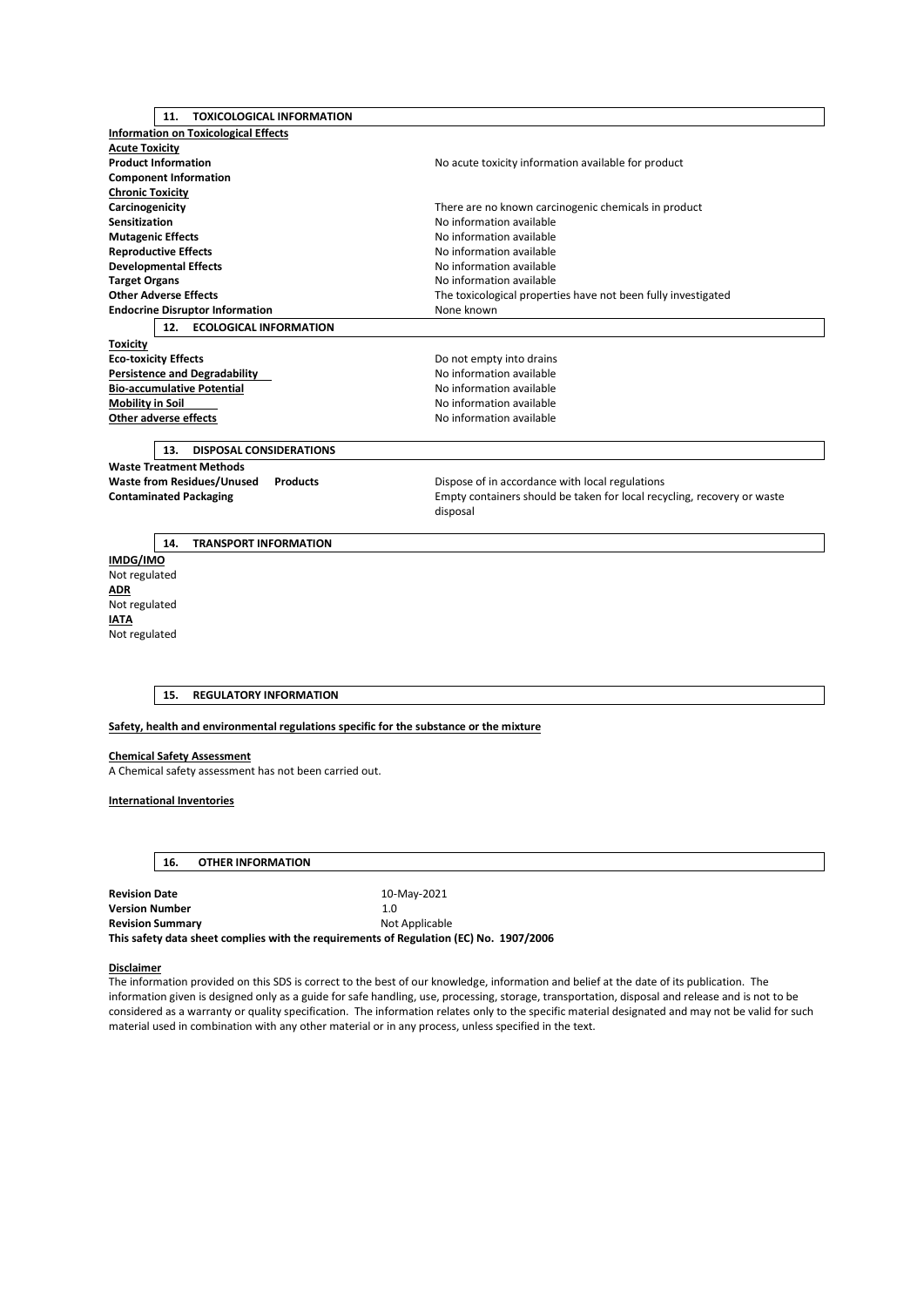## 11. TOXICOLOGICAL INFORMATION

**Information on Toxicological Effects**

**Acute Toxicity**

| | |
|---|---|
| **Product Information** | No acute toxicity information available for product |
| **Component Information** | |

**Chronic Toxicity**

| | |
|---|---|
| **Carcinogenicity** | There are no known carcinogenic chemicals in product |
| **Sensitization** | No information available |
| **Mutagenic Effects** | No information available |
| **Reproductive Effects** | No information available |
| **Developmental Effects** | No information available |
| **Target Organs** | No information available |
| **Other Adverse Effects** | The toxicological properties have not been fully investigated |
| **Endocrine Disruptor Information** | None known |

## 12. ECOLOGICAL INFORMATION

**Toxicity**

| | |
|---|---|
| **Eco-toxicity Effects** | Do not empty into drains |
| **Persistence and Degradability** | No information available |
| **Bio-accumulative Potential** | No information available |
| **Mobility in Soil** | No information available |
| **Other adverse effects** | No information available |

## 13. DISPOSAL CONSIDERATIONS

**Waste Treatment Methods**

| | |
|---|---|
| **Waste from Residues/Unused Products** | Dispose of in accordance with local regulations |
| **Contaminated Packaging** | Empty containers should be taken for local recycling, recovery or waste disposal |

## 14. TRANSPORT INFORMATION

**IMDG/IMO**
Not regulated

**ADR**
Not regulated

**IATA**
Not regulated

## 15. REGULATORY INFORMATION

**Safety, health and environmental regulations specific for the substance or the mixture**

**Chemical Safety Assessment**

A Chemical safety assessment has not been carried out.

**International Inventories**

## 16. OTHER INFORMATION

| | |
|---|---|
| **Revision Date** | 10-May-2021 |
| **Version Number** | 1.0 |
| **Revision Summary** | Not Applicable |

**This safety data sheet complies with the requirements of Regulation (EC) No. 1907/2006**

**Disclaimer**

The information provided on this SDS is correct to the best of our knowledge, information and belief at the date of its publication. The information given is designed only as a guide for safe handling, use, processing, storage, transportation, disposal and release and is not to be considered as a warranty or quality specification. The information relates only to the specific material designated and may not be valid for such material used in combination with any other material or in any process, unless specified in the text.